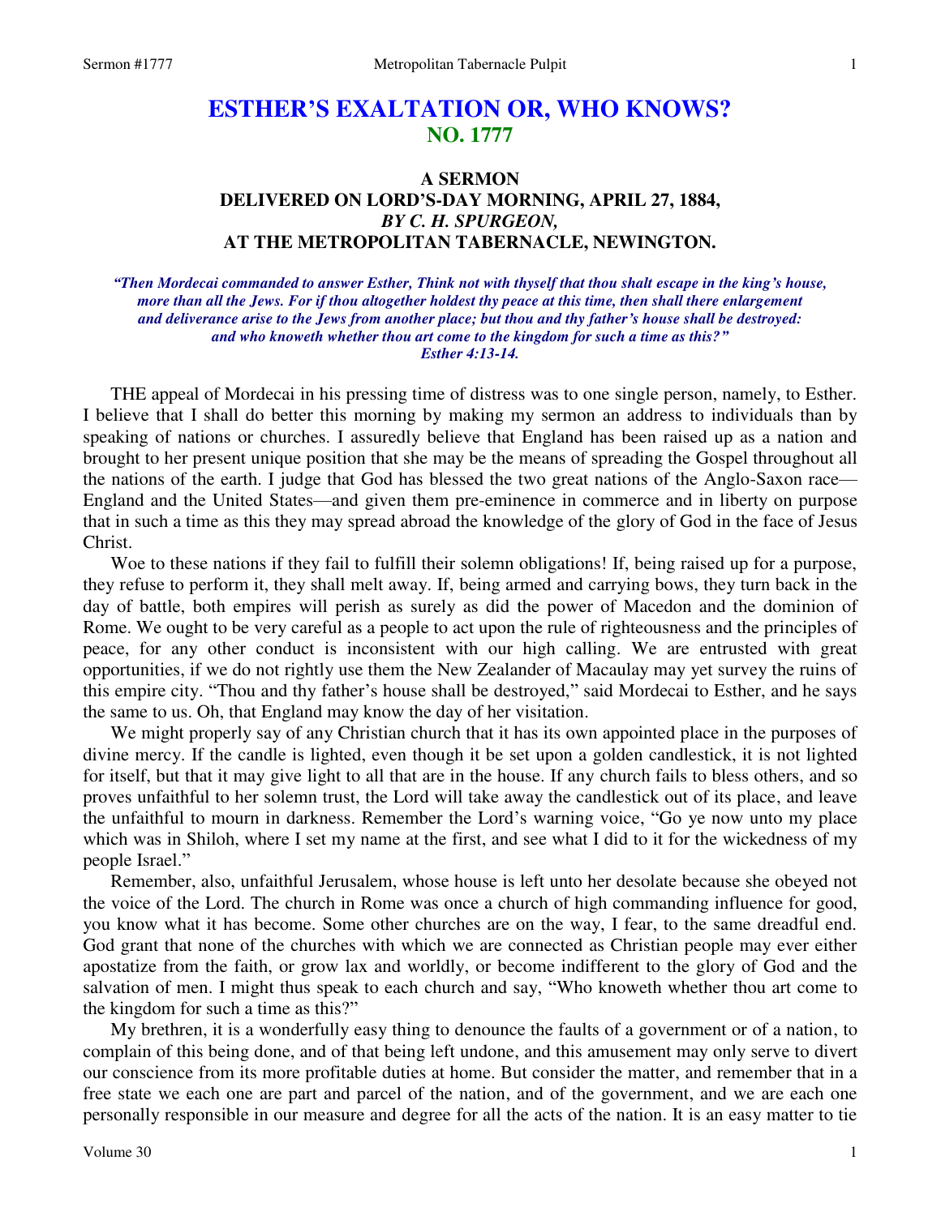# ESTHER'S EXALTATION OR, WHO KNOWS?
## NO. 1777

### A SERMON
### DELIVERED ON LORD'S-DAY MORNING, APRIL 27, 1884,
### *BY C. H. SPURGEON,*
### AT THE METROPOLITAN TABERNACLE, NEWINGTON.

***"Then Mordecai commanded to answer Esther, Think not with thyself that thou shalt escape in the king's house, more than all the Jews. For if thou altogether holdest thy peace at this time, then shall there enlargement and deliverance arise to the Jews from another place; but thou and thy father's house shall be destroyed: and who knoweth whether thou art come to the kingdom for such a time as this?" Esther 4:13-14.***

THE appeal of Mordecai in his pressing time of distress was to one single person, namely, to Esther. I believe that I shall do better this morning by making my sermon an address to individuals than by speaking of nations or churches. I assuredly believe that England has been raised up as a nation and brought to her present unique position that she may be the means of spreading the Gospel throughout all the nations of the earth. I judge that God has blessed the two great nations of the Anglo-Saxon race—England and the United States—and given them pre-eminence in commerce and in liberty on purpose that in such a time as this they may spread abroad the knowledge of the glory of God in the face of Jesus Christ.

Woe to these nations if they fail to fulfill their solemn obligations! If, being raised up for a purpose, they refuse to perform it, they shall melt away. If, being armed and carrying bows, they turn back in the day of battle, both empires will perish as surely as did the power of Macedon and the dominion of Rome. We ought to be very careful as a people to act upon the rule of righteousness and the principles of peace, for any other conduct is inconsistent with our high calling. We are entrusted with great opportunities, if we do not rightly use them the New Zealander of Macaulay may yet survey the ruins of this empire city. "Thou and thy father's house shall be destroyed," said Mordecai to Esther, and he says the same to us. Oh, that England may know the day of her visitation.

We might properly say of any Christian church that it has its own appointed place in the purposes of divine mercy. If the candle is lighted, even though it be set upon a golden candlestick, it is not lighted for itself, but that it may give light to all that are in the house. If any church fails to bless others, and so proves unfaithful to her solemn trust, the Lord will take away the candlestick out of its place, and leave the unfaithful to mourn in darkness. Remember the Lord's warning voice, "Go ye now unto my place which was in Shiloh, where I set my name at the first, and see what I did to it for the wickedness of my people Israel."

Remember, also, unfaithful Jerusalem, whose house is left unto her desolate because she obeyed not the voice of the Lord. The church in Rome was once a church of high commanding influence for good, you know what it has become. Some other churches are on the way, I fear, to the same dreadful end. God grant that none of the churches with which we are connected as Christian people may ever either apostatize from the faith, or grow lax and worldly, or become indifferent to the glory of God and the salvation of men. I might thus speak to each church and say, "Who knoweth whether thou art come to the kingdom for such a time as this?"

My brethren, it is a wonderfully easy thing to denounce the faults of a government or of a nation, to complain of this being done, and of that being left undone, and this amusement may only serve to divert our conscience from its more profitable duties at home. But consider the matter, and remember that in a free state we each one are part and parcel of the nation, and of the government, and we are each one personally responsible in our measure and degree for all the acts of the nation. It is an easy matter to tie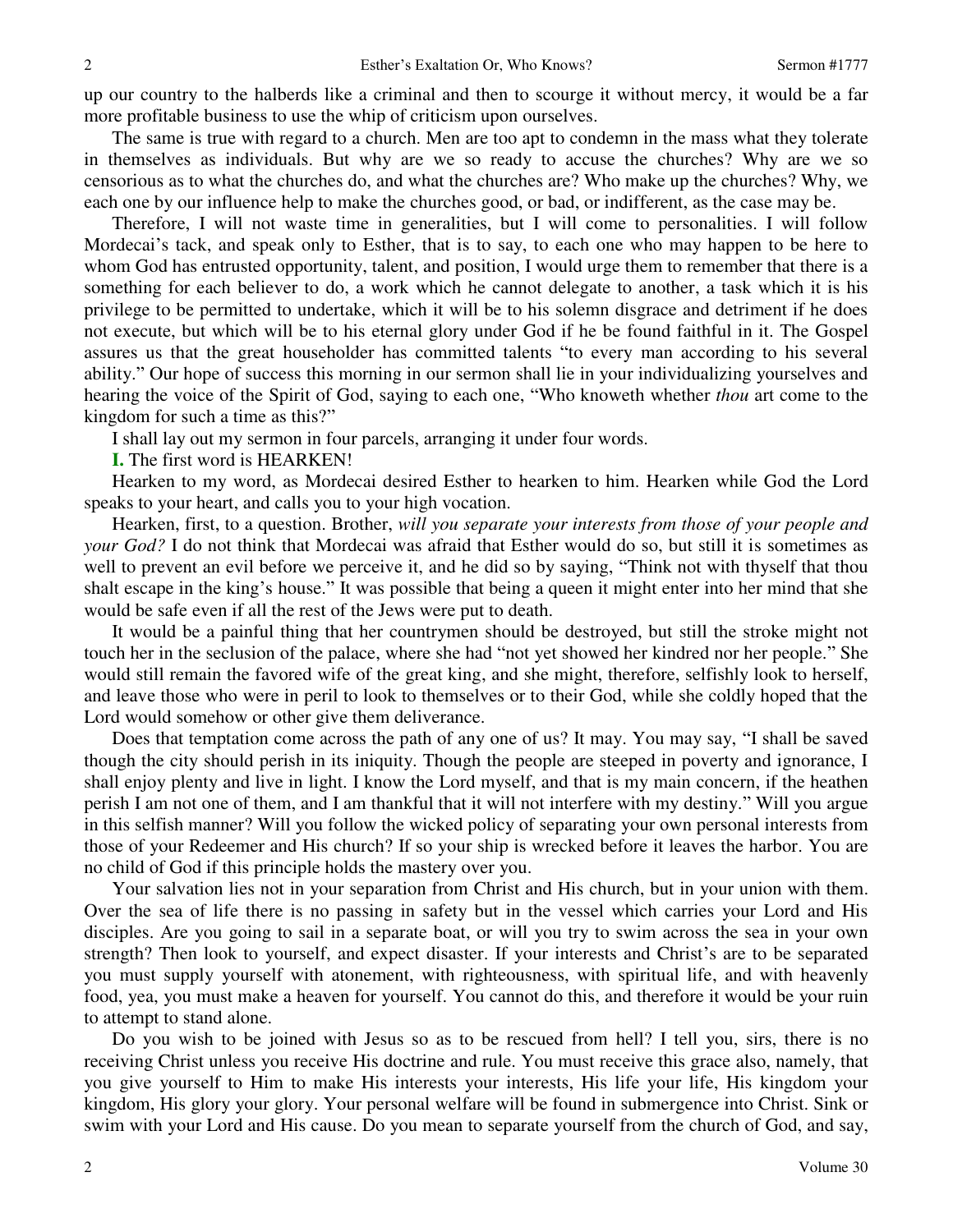up our country to the halberds like a criminal and then to scourge it without mercy, it would be a far more profitable business to use the whip of criticism upon ourselves.

The same is true with regard to a church. Men are too apt to condemn in the mass what they tolerate in themselves as individuals. But why are we so ready to accuse the churches? Why are we so censorious as to what the churches do, and what the churches are? Who make up the churches? Why, we each one by our influence help to make the churches good, or bad, or indifferent, as the case may be.

Therefore, I will not waste time in generalities, but I will come to personalities. I will follow Mordecai's tack, and speak only to Esther, that is to say, to each one who may happen to be here to whom God has entrusted opportunity, talent, and position, I would urge them to remember that there is a something for each believer to do, a work which he cannot delegate to another, a task which it is his privilege to be permitted to undertake, which it will be to his solemn disgrace and detriment if he does not execute, but which will be to his eternal glory under God if he be found faithful in it. The Gospel assures us that the great householder has committed talents "to every man according to his several ability." Our hope of success this morning in our sermon shall lie in your individualizing yourselves and hearing the voice of the Spirit of God, saying to each one, "Who knoweth whether *thou* art come to the kingdom for such a time as this?"

I shall lay out my sermon in four parcels, arranging it under four words.

**I.** The first word is HEARKEN!

Hearken to my word, as Mordecai desired Esther to hearken to him. Hearken while God the Lord speaks to your heart, and calls you to your high vocation.

Hearken, first, to a question. Brother, *will you separate your interests from those of your people and your God?* I do not think that Mordecai was afraid that Esther would do so, but still it is sometimes as well to prevent an evil before we perceive it, and he did so by saying, "Think not with thyself that thou shalt escape in the king's house." It was possible that being a queen it might enter into her mind that she would be safe even if all the rest of the Jews were put to death.

It would be a painful thing that her countrymen should be destroyed, but still the stroke might not touch her in the seclusion of the palace, where she had "not yet showed her kindred nor her people." She would still remain the favored wife of the great king, and she might, therefore, selfishly look to herself, and leave those who were in peril to look to themselves or to their God, while she coldly hoped that the Lord would somehow or other give them deliverance.

Does that temptation come across the path of any one of us? It may. You may say, "I shall be saved though the city should perish in its iniquity. Though the people are steeped in poverty and ignorance, I shall enjoy plenty and live in light. I know the Lord myself, and that is my main concern, if the heathen perish I am not one of them, and I am thankful that it will not interfere with my destiny." Will you argue in this selfish manner? Will you follow the wicked policy of separating your own personal interests from those of your Redeemer and His church? If so your ship is wrecked before it leaves the harbor. You are no child of God if this principle holds the mastery over you.

Your salvation lies not in your separation from Christ and His church, but in your union with them. Over the sea of life there is no passing in safety but in the vessel which carries your Lord and His disciples. Are you going to sail in a separate boat, or will you try to swim across the sea in your own strength? Then look to yourself, and expect disaster. If your interests and Christ's are to be separated you must supply yourself with atonement, with righteousness, with spiritual life, and with heavenly food, yea, you must make a heaven for yourself. You cannot do this, and therefore it would be your ruin to attempt to stand alone.

Do you wish to be joined with Jesus so as to be rescued from hell? I tell you, sirs, there is no receiving Christ unless you receive His doctrine and rule. You must receive this grace also, namely, that you give yourself to Him to make His interests your interests, His life your life, His kingdom your kingdom, His glory your glory. Your personal welfare will be found in submergence into Christ. Sink or swim with your Lord and His cause. Do you mean to separate yourself from the church of God, and say,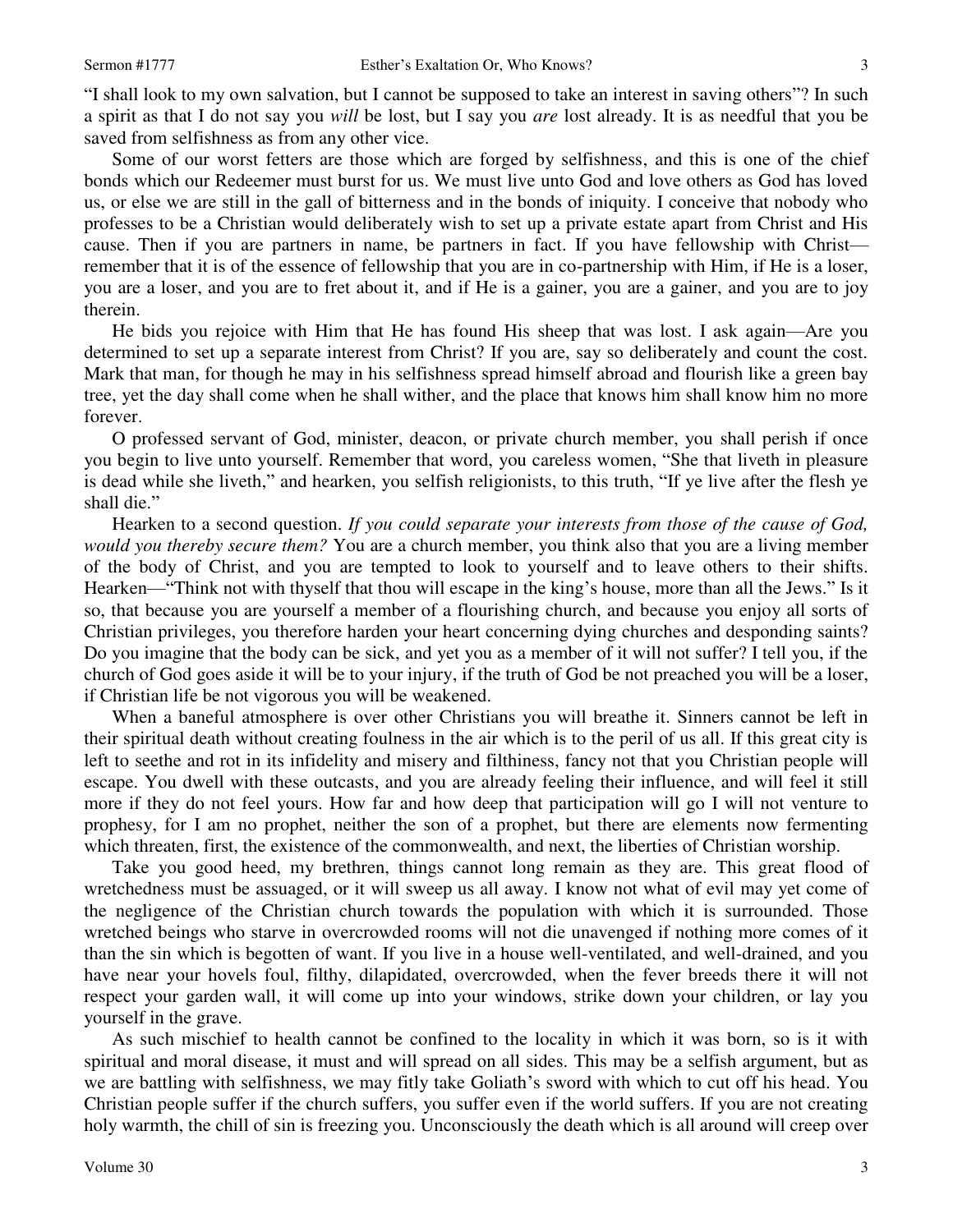"I shall look to my own salvation, but I cannot be supposed to take an interest in saving others"? In such a spirit as that I do not say you *will* be lost, but I say you *are* lost already. It is as needful that you be saved from selfishness as from any other vice.

Some of our worst fetters are those which are forged by selfishness, and this is one of the chief bonds which our Redeemer must burst for us. We must live unto God and love others as God has loved us, or else we are still in the gall of bitterness and in the bonds of iniquity. I conceive that nobody who professes to be a Christian would deliberately wish to set up a private estate apart from Christ and His cause. Then if you are partners in name, be partners in fact. If you have fellowship with Christ—remember that it is of the essence of fellowship that you are in co-partnership with Him, if He is a loser, you are a loser, and you are to fret about it, and if He is a gainer, you are a gainer, and you are to joy therein.

He bids you rejoice with Him that He has found His sheep that was lost. I ask again—Are you determined to set up a separate interest from Christ? If you are, say so deliberately and count the cost. Mark that man, for though he may in his selfishness spread himself abroad and flourish like a green bay tree, yet the day shall come when he shall wither, and the place that knows him shall know him no more forever.

O professed servant of God, minister, deacon, or private church member, you shall perish if once you begin to live unto yourself. Remember that word, you careless women, "She that liveth in pleasure is dead while she liveth," and hearken, you selfish religionists, to this truth, "If ye live after the flesh ye shall die."

Hearken to a second question. *If you could separate your interests from those of the cause of God, would you thereby secure them?* You are a church member, you think also that you are a living member of the body of Christ, and you are tempted to look to yourself and to leave others to their shifts. Hearken—"Think not with thyself that thou will escape in the king's house, more than all the Jews." Is it so, that because you are yourself a member of a flourishing church, and because you enjoy all sorts of Christian privileges, you therefore harden your heart concerning dying churches and desponding saints? Do you imagine that the body can be sick, and yet you as a member of it will not suffer? I tell you, if the church of God goes aside it will be to your injury, if the truth of God be not preached you will be a loser, if Christian life be not vigorous you will be weakened.

When a baneful atmosphere is over other Christians you will breathe it. Sinners cannot be left in their spiritual death without creating foulness in the air which is to the peril of us all. If this great city is left to seethe and rot in its infidelity and misery and filthiness, fancy not that you Christian people will escape. You dwell with these outcasts, and you are already feeling their influence, and will feel it still more if they do not feel yours. How far and how deep that participation will go I will not venture to prophesy, for I am no prophet, neither the son of a prophet, but there are elements now fermenting which threaten, first, the existence of the commonwealth, and next, the liberties of Christian worship.

Take you good heed, my brethren, things cannot long remain as they are. This great flood of wretchedness must be assuaged, or it will sweep us all away. I know not what of evil may yet come of the negligence of the Christian church towards the population with which it is surrounded. Those wretched beings who starve in overcrowded rooms will not die unavenged if nothing more comes of it than the sin which is begotten of want. If you live in a house well-ventilated, and well-drained, and you have near your hovels foul, filthy, dilapidated, overcrowded, when the fever breeds there it will not respect your garden wall, it will come up into your windows, strike down your children, or lay you yourself in the grave.

As such mischief to health cannot be confined to the locality in which it was born, so is it with spiritual and moral disease, it must and will spread on all sides. This may be a selfish argument, but as we are battling with selfishness, we may fitly take Goliath's sword with which to cut off his head. You Christian people suffer if the church suffers, you suffer even if the world suffers. If you are not creating holy warmth, the chill of sin is freezing you. Unconsciously the death which is all around will creep over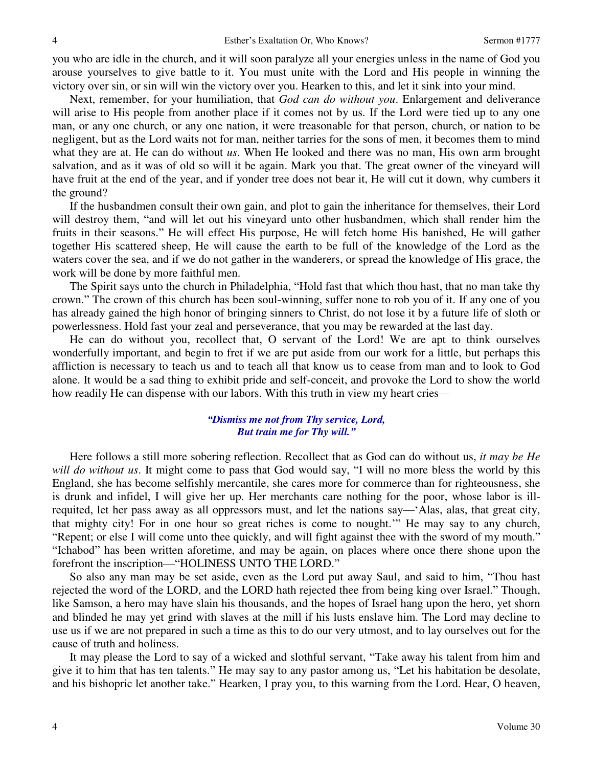you who are idle in the church, and it will soon paralyze all your energies unless in the name of God you arouse yourselves to give battle to it. You must unite with the Lord and His people in winning the victory over sin, or sin will win the victory over you. Hearken to this, and let it sink into your mind.

Next, remember, for your humiliation, that *God can do without you*. Enlargement and deliverance will arise to His people from another place if it comes not by us. If the Lord were tied up to any one man, or any one church, or any one nation, it were treasonable for that person, church, or nation to be negligent, but as the Lord waits not for man, neither tarries for the sons of men, it becomes them to mind what they are at. He can do without *us*. When He looked and there was no man, His own arm brought salvation, and as it was of old so will it be again. Mark you that. The great owner of the vineyard will have fruit at the end of the year, and if yonder tree does not bear it, He will cut it down, why cumbers it the ground?

If the husbandmen consult their own gain, and plot to gain the inheritance for themselves, their Lord will destroy them, "and will let out his vineyard unto other husbandmen, which shall render him the fruits in their seasons." He will effect His purpose, He will fetch home His banished, He will gather together His scattered sheep, He will cause the earth to be full of the knowledge of the Lord as the waters cover the sea, and if we do not gather in the wanderers, or spread the knowledge of His grace, the work will be done by more faithful men.

The Spirit says unto the church in Philadelphia, "Hold fast that which thou hast, that no man take thy crown." The crown of this church has been soul-winning, suffer none to rob you of it. If any one of you has already gained the high honor of bringing sinners to Christ, do not lose it by a future life of sloth or powerlessness. Hold fast your zeal and perseverance, that you may be rewarded at the last day.

He can do without you, recollect that, O servant of the Lord! We are apt to think ourselves wonderfully important, and begin to fret if we are put aside from our work for a little, but perhaps this affliction is necessary to teach us and to teach all that know us to cease from man and to look to God alone. It would be a sad thing to exhibit pride and self-conceit, and provoke the Lord to show the world how readily He can dispense with our labors. With this truth in view my heart cries—

> ***"Dismiss me not from Thy service, Lord,***
> ***But train me for Thy will."***

Here follows a still more sobering reflection. Recollect that as God can do without us, *it may be He will do without us*. It might come to pass that God would say, "I will no more bless the world by this England, she has become selfishly mercantile, she cares more for commerce than for righteousness, she is drunk and infidel, I will give her up. Her merchants care nothing for the poor, whose labor is ill-requited, let her pass away as all oppressors must, and let the nations say—'Alas, alas, that great city, that mighty city! For in one hour so great riches is come to nought.'" He may say to any church, "Repent; or else I will come unto thee quickly, and will fight against thee with the sword of my mouth." "Ichabod" has been written aforetime, and may be again, on places where once there shone upon the forefront the inscription—"HOLINESS UNTO THE LORD."

So also any man may be set aside, even as the Lord put away Saul, and said to him, "Thou hast rejected the word of the LORD, and the LORD hath rejected thee from being king over Israel." Though, like Samson, a hero may have slain his thousands, and the hopes of Israel hang upon the hero, yet shorn and blinded he may yet grind with slaves at the mill if his lusts enslave him. The Lord may decline to use us if we are not prepared in such a time as this to do our very utmost, and to lay ourselves out for the cause of truth and holiness.

It may please the Lord to say of a wicked and slothful servant, "Take away his talent from him and give it to him that has ten talents." He may say to any pastor among us, "Let his habitation be desolate, and his bishopric let another take." Hearken, I pray you, to this warning from the Lord. Hear, O heaven,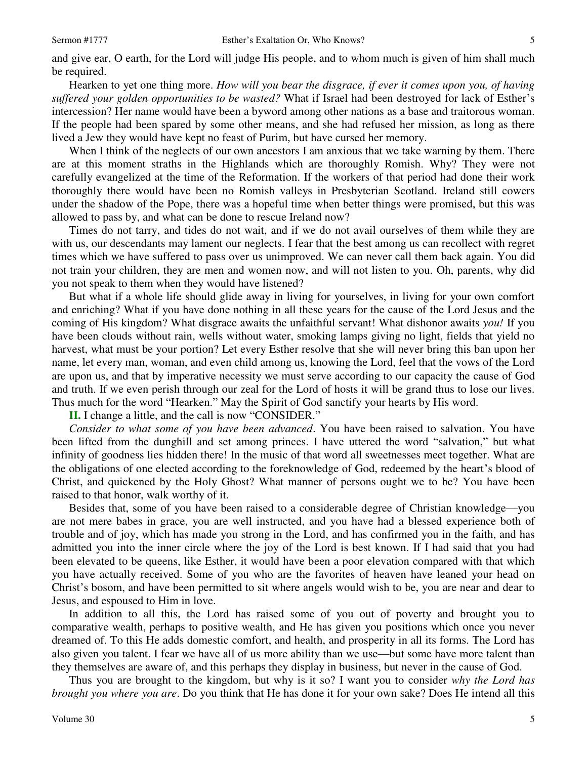and give ear, O earth, for the Lord will judge His people, and to whom much is given of him shall much be required.

Hearken to yet one thing more. *How will you bear the disgrace, if ever it comes upon you, of having suffered your golden opportunities to be wasted?* What if Israel had been destroyed for lack of Esther's intercession? Her name would have been a byword among other nations as a base and traitorous woman. If the people had been spared by some other means, and she had refused her mission, as long as there lived a Jew they would have kept no feast of Purim, but have cursed her memory.

When I think of the neglects of our own ancestors I am anxious that we take warning by them. There are at this moment straths in the Highlands which are thoroughly Romish. Why? They were not carefully evangelized at the time of the Reformation. If the workers of that period had done their work thoroughly there would have been no Romish valleys in Presbyterian Scotland. Ireland still cowers under the shadow of the Pope, there was a hopeful time when better things were promised, but this was allowed to pass by, and what can be done to rescue Ireland now?

Times do not tarry, and tides do not wait, and if we do not avail ourselves of them while they are with us, our descendants may lament our neglects. I fear that the best among us can recollect with regret times which we have suffered to pass over us unimproved. We can never call them back again. You did not train your children, they are men and women now, and will not listen to you. Oh, parents, why did you not speak to them when they would have listened?

But what if a whole life should glide away in living for yourselves, in living for your own comfort and enriching? What if you have done nothing in all these years for the cause of the Lord Jesus and the coming of His kingdom? What disgrace awaits the unfaithful servant! What dishonor awaits *you!* If you have been clouds without rain, wells without water, smoking lamps giving no light, fields that yield no harvest, what must be your portion? Let every Esther resolve that she will never bring this ban upon her name, let every man, woman, and even child among us, knowing the Lord, feel that the vows of the Lord are upon us, and that by imperative necessity we must serve according to our capacity the cause of God and truth. If we even perish through our zeal for the Lord of hosts it will be grand thus to lose our lives. Thus much for the word "Hearken." May the Spirit of God sanctify your hearts by His word.

**II.** I change a little, and the call is now "CONSIDER."

*Consider to what some of you have been advanced*. You have been raised to salvation. You have been lifted from the dunghill and set among princes. I have uttered the word "salvation," but what infinity of goodness lies hidden there! In the music of that word all sweetnesses meet together. What are the obligations of one elected according to the foreknowledge of God, redeemed by the heart's blood of Christ, and quickened by the Holy Ghost? What manner of persons ought we to be? You have been raised to that honor, walk worthy of it.

Besides that, some of you have been raised to a considerable degree of Christian knowledge—you are not mere babes in grace, you are well instructed, and you have had a blessed experience both of trouble and of joy, which has made you strong in the Lord, and has confirmed you in the faith, and has admitted you into the inner circle where the joy of the Lord is best known. If I had said that you had been elevated to be queens, like Esther, it would have been a poor elevation compared with that which you have actually received. Some of you who are the favorites of heaven have leaned your head on Christ's bosom, and have been permitted to sit where angels would wish to be, you are near and dear to Jesus, and espoused to Him in love.

In addition to all this, the Lord has raised some of you out of poverty and brought you to comparative wealth, perhaps to positive wealth, and He has given you positions which once you never dreamed of. To this He adds domestic comfort, and health, and prosperity in all its forms. The Lord has also given you talent. I fear we have all of us more ability than we use—but some have more talent than they themselves are aware of, and this perhaps they display in business, but never in the cause of God.

Thus you are brought to the kingdom, but why is it so? I want you to consider *why the Lord has brought you where you are*. Do you think that He has done it for your own sake? Does He intend all this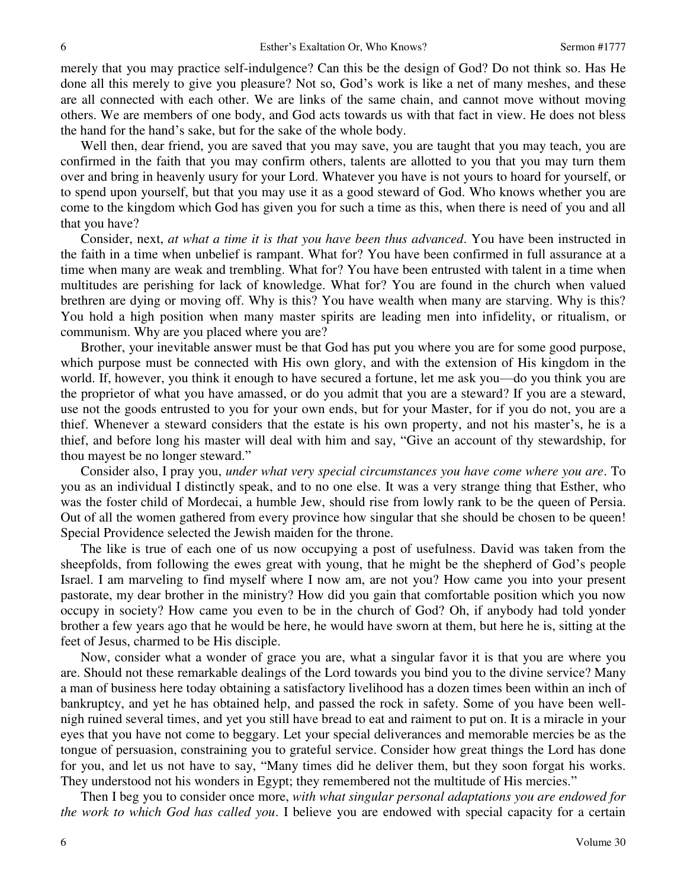merely that you may practice self-indulgence? Can this be the design of God? Do not think so. Has He done all this merely to give you pleasure? Not so, God's work is like a net of many meshes, and these are all connected with each other. We are links of the same chain, and cannot move without moving others. We are members of one body, and God acts towards us with that fact in view. He does not bless the hand for the hand's sake, but for the sake of the whole body.

Well then, dear friend, you are saved that you may save, you are taught that you may teach, you are confirmed in the faith that you may confirm others, talents are allotted to you that you may turn them over and bring in heavenly usury for your Lord. Whatever you have is not yours to hoard for yourself, or to spend upon yourself, but that you may use it as a good steward of God. Who knows whether you are come to the kingdom which God has given you for such a time as this, when there is need of you and all that you have?

Consider, next, *at what a time it is that you have been thus advanced*. You have been instructed in the faith in a time when unbelief is rampant. What for? You have been confirmed in full assurance at a time when many are weak and trembling. What for? You have been entrusted with talent in a time when multitudes are perishing for lack of knowledge. What for? You are found in the church when valued brethren are dying or moving off. Why is this? You have wealth when many are starving. Why is this? You hold a high position when many master spirits are leading men into infidelity, or ritualism, or communism. Why are you placed where you are?

Brother, your inevitable answer must be that God has put you where you are for some good purpose, which purpose must be connected with His own glory, and with the extension of His kingdom in the world. If, however, you think it enough to have secured a fortune, let me ask you—do you think you are the proprietor of what you have amassed, or do you admit that you are a steward? If you are a steward, use not the goods entrusted to you for your own ends, but for your Master, for if you do not, you are a thief. Whenever a steward considers that the estate is his own property, and not his master's, he is a thief, and before long his master will deal with him and say, "Give an account of thy stewardship, for thou mayest be no longer steward."

Consider also, I pray you, *under what very special circumstances you have come where you are*. To you as an individual I distinctly speak, and to no one else. It was a very strange thing that Esther, who was the foster child of Mordecai, a humble Jew, should rise from lowly rank to be the queen of Persia. Out of all the women gathered from every province how singular that she should be chosen to be queen! Special Providence selected the Jewish maiden for the throne.

The like is true of each one of us now occupying a post of usefulness. David was taken from the sheepfolds, from following the ewes great with young, that he might be the shepherd of God's people Israel. I am marveling to find myself where I now am, are not you? How came you into your present pastorate, my dear brother in the ministry? How did you gain that comfortable position which you now occupy in society? How came you even to be in the church of God? Oh, if anybody had told yonder brother a few years ago that he would be here, he would have sworn at them, but here he is, sitting at the feet of Jesus, charmed to be His disciple.

Now, consider what a wonder of grace you are, what a singular favor it is that you are where you are. Should not these remarkable dealings of the Lord towards you bind you to the divine service? Many a man of business here today obtaining a satisfactory livelihood has a dozen times been within an inch of bankruptcy, and yet he has obtained help, and passed the rock in safety. Some of you have been well-nigh ruined several times, and yet you still have bread to eat and raiment to put on. It is a miracle in your eyes that you have not come to beggary. Let your special deliverances and memorable mercies be as the tongue of persuasion, constraining you to grateful service. Consider how great things the Lord has done for you, and let us not have to say, "Many times did he deliver them, but they soon forgat his works. They understood not his wonders in Egypt; they remembered not the multitude of His mercies."

Then I beg you to consider once more, *with what singular personal adaptations you are endowed for the work to which God has called you*. I believe you are endowed with special capacity for a certain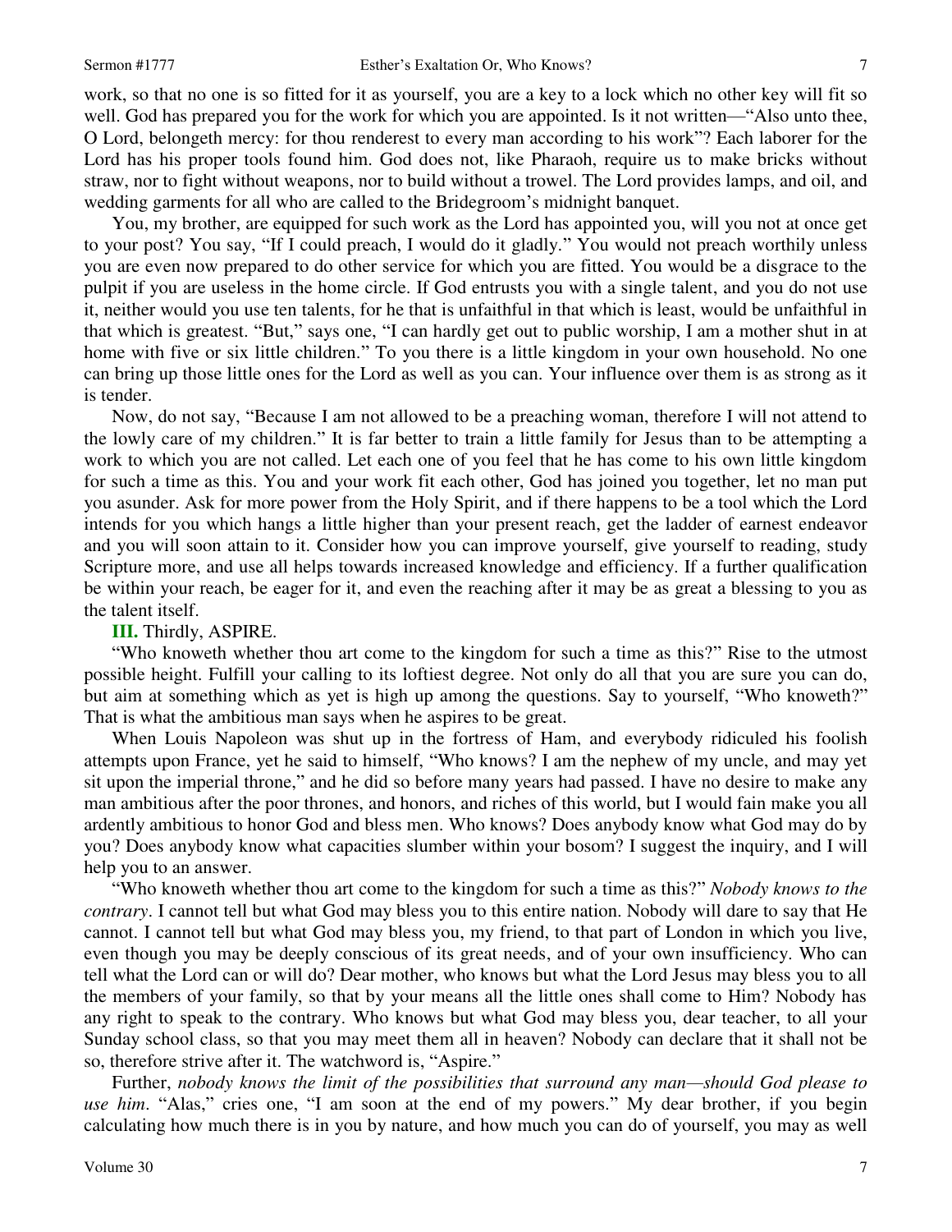work, so that no one is so fitted for it as yourself, you are a key to a lock which no other key will fit so well. God has prepared you for the work for which you are appointed. Is it not written—"Also unto thee, O Lord, belongeth mercy: for thou renderest to every man according to his work"? Each laborer for the Lord has his proper tools found him. God does not, like Pharaoh, require us to make bricks without straw, nor to fight without weapons, nor to build without a trowel. The Lord provides lamps, and oil, and wedding garments for all who are called to the Bridegroom's midnight banquet.

You, my brother, are equipped for such work as the Lord has appointed you, will you not at once get to your post? You say, "If I could preach, I would do it gladly." You would not preach worthily unless you are even now prepared to do other service for which you are fitted. You would be a disgrace to the pulpit if you are useless in the home circle. If God entrusts you with a single talent, and you do not use it, neither would you use ten talents, for he that is unfaithful in that which is least, would be unfaithful in that which is greatest. "But," says one, "I can hardly get out to public worship, I am a mother shut in at home with five or six little children." To you there is a little kingdom in your own household. No one can bring up those little ones for the Lord as well as you can. Your influence over them is as strong as it is tender.

Now, do not say, "Because I am not allowed to be a preaching woman, therefore I will not attend to the lowly care of my children." It is far better to train a little family for Jesus than to be attempting a work to which you are not called. Let each one of you feel that he has come to his own little kingdom for such a time as this. You and your work fit each other, God has joined you together, let no man put you asunder. Ask for more power from the Holy Spirit, and if there happens to be a tool which the Lord intends for you which hangs a little higher than your present reach, get the ladder of earnest endeavor and you will soon attain to it. Consider how you can improve yourself, give yourself to reading, study Scripture more, and use all helps towards increased knowledge and efficiency. If a further qualification be within your reach, be eager for it, and even the reaching after it may be as great a blessing to you as the talent itself.

**III.** Thirdly, ASPIRE.

"Who knoweth whether thou art come to the kingdom for such a time as this?" Rise to the utmost possible height. Fulfill your calling to its loftiest degree. Not only do all that you are sure you can do, but aim at something which as yet is high up among the questions. Say to yourself, "Who knoweth?" That is what the ambitious man says when he aspires to be great.

When Louis Napoleon was shut up in the fortress of Ham, and everybody ridiculed his foolish attempts upon France, yet he said to himself, "Who knows? I am the nephew of my uncle, and may yet sit upon the imperial throne," and he did so before many years had passed. I have no desire to make any man ambitious after the poor thrones, and honors, and riches of this world, but I would fain make you all ardently ambitious to honor God and bless men. Who knows? Does anybody know what God may do by you? Does anybody know what capacities slumber within your bosom? I suggest the inquiry, and I will help you to an answer.

"Who knoweth whether thou art come to the kingdom for such a time as this?" *Nobody knows to the contrary*. I cannot tell but what God may bless you to this entire nation. Nobody will dare to say that He cannot. I cannot tell but what God may bless you, my friend, to that part of London in which you live, even though you may be deeply conscious of its great needs, and of your own insufficiency. Who can tell what the Lord can or will do? Dear mother, who knows but what the Lord Jesus may bless you to all the members of your family, so that by your means all the little ones shall come to Him? Nobody has any right to speak to the contrary. Who knows but what God may bless you, dear teacher, to all your Sunday school class, so that you may meet them all in heaven? Nobody can declare that it shall not be so, therefore strive after it. The watchword is, "Aspire."

Further, *nobody knows the limit of the possibilities that surround any man—should God please to use him*. "Alas," cries one, "I am soon at the end of my powers." My dear brother, if you begin calculating how much there is in you by nature, and how much you can do of yourself, you may as well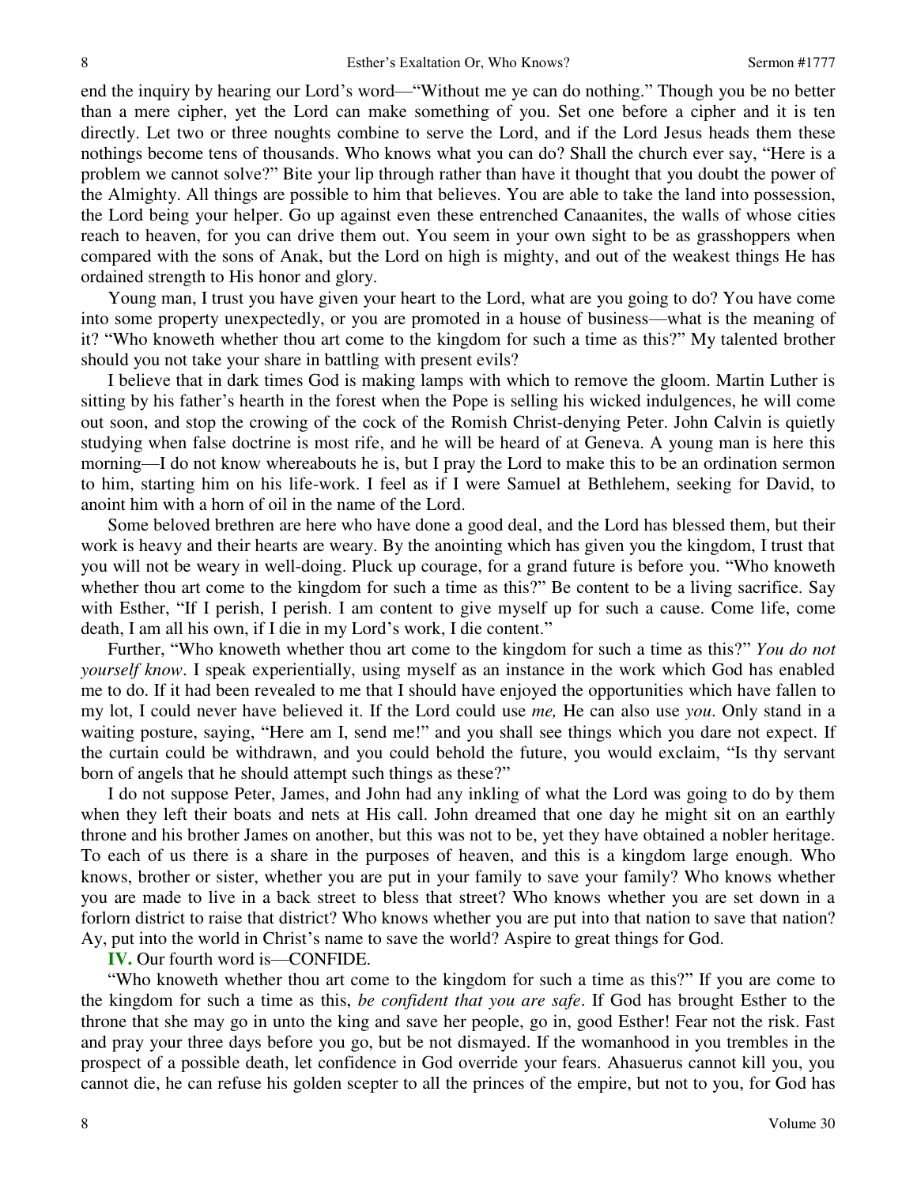end the inquiry by hearing our Lord's word—"Without me ye can do nothing." Though you be no better than a mere cipher, yet the Lord can make something of you. Set one before a cipher and it is ten directly. Let two or three noughts combine to serve the Lord, and if the Lord Jesus heads them these nothings become tens of thousands. Who knows what you can do? Shall the church ever say, "Here is a problem we cannot solve?" Bite your lip through rather than have it thought that you doubt the power of the Almighty. All things are possible to him that believes. You are able to take the land into possession, the Lord being your helper. Go up against even these entrenched Canaanites, the walls of whose cities reach to heaven, for you can drive them out. You seem in your own sight to be as grasshoppers when compared with the sons of Anak, but the Lord on high is mighty, and out of the weakest things He has ordained strength to His honor and glory.

Young man, I trust you have given your heart to the Lord, what are you going to do? You have come into some property unexpectedly, or you are promoted in a house of business—what is the meaning of it? "Who knoweth whether thou art come to the kingdom for such a time as this?" My talented brother should you not take your share in battling with present evils?

I believe that in dark times God is making lamps with which to remove the gloom. Martin Luther is sitting by his father's hearth in the forest when the Pope is selling his wicked indulgences, he will come out soon, and stop the crowing of the cock of the Romish Christ-denying Peter. John Calvin is quietly studying when false doctrine is most rife, and he will be heard of at Geneva. A young man is here this morning—I do not know whereabouts he is, but I pray the Lord to make this to be an ordination sermon to him, starting him on his life-work. I feel as if I were Samuel at Bethlehem, seeking for David, to anoint him with a horn of oil in the name of the Lord.

Some beloved brethren are here who have done a good deal, and the Lord has blessed them, but their work is heavy and their hearts are weary. By the anointing which has given you the kingdom, I trust that you will not be weary in well-doing. Pluck up courage, for a grand future is before you. "Who knoweth whether thou art come to the kingdom for such a time as this?" Be content to be a living sacrifice. Say with Esther, "If I perish, I perish. I am content to give myself up for such a cause. Come life, come death, I am all his own, if I die in my Lord's work, I die content."

Further, "Who knoweth whether thou art come to the kingdom for such a time as this?" *You do not yourself know*. I speak experientially, using myself as an instance in the work which God has enabled me to do. If it had been revealed to me that I should have enjoyed the opportunities which have fallen to my lot, I could never have believed it. If the Lord could use *me,* He can also use *you*. Only stand in a waiting posture, saying, "Here am I, send me!" and you shall see things which you dare not expect. If the curtain could be withdrawn, and you could behold the future, you would exclaim, "Is thy servant born of angels that he should attempt such things as these?"

I do not suppose Peter, James, and John had any inkling of what the Lord was going to do by them when they left their boats and nets at His call. John dreamed that one day he might sit on an earthly throne and his brother James on another, but this was not to be, yet they have obtained a nobler heritage. To each of us there is a share in the purposes of heaven, and this is a kingdom large enough. Who knows, brother or sister, whether you are put in your family to save your family? Who knows whether you are made to live in a back street to bless that street? Who knows whether you are set down in a forlorn district to raise that district? Who knows whether you are put into that nation to save that nation? Ay, put into the world in Christ's name to save the world? Aspire to great things for God.

**IV.** Our fourth word is—CONFIDE.

"Who knoweth whether thou art come to the kingdom for such a time as this?" If you are come to the kingdom for such a time as this, *be confident that you are safe*. If God has brought Esther to the throne that she may go in unto the king and save her people, go in, good Esther! Fear not the risk. Fast and pray your three days before you go, but be not dismayed. If the womanhood in you trembles in the prospect of a possible death, let confidence in God override your fears. Ahasuerus cannot kill you, you cannot die, he can refuse his golden scepter to all the princes of the empire, but not to you, for God has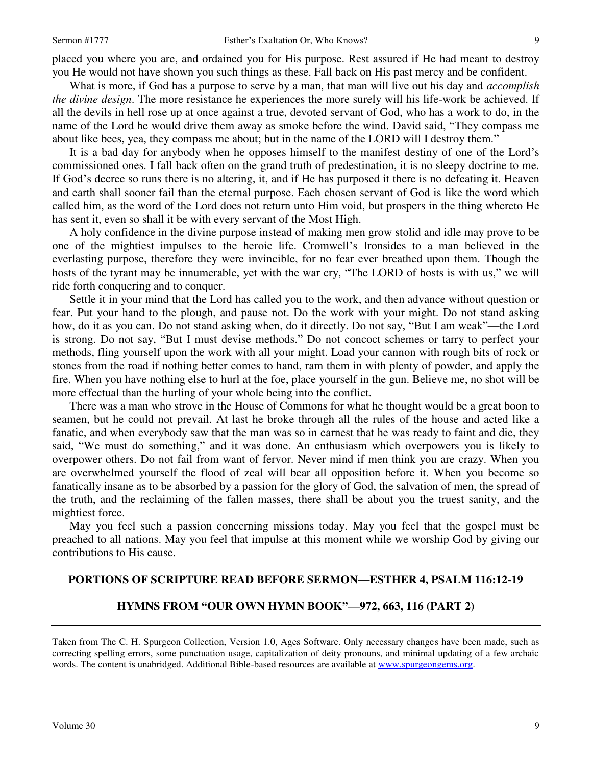placed you where you are, and ordained you for His purpose. Rest assured if He had meant to destroy you He would not have shown you such things as these. Fall back on His past mercy and be confident.

What is more, if God has a purpose to serve by a man, that man will live out his day and *accomplish the divine design*. The more resistance he experiences the more surely will his life-work be achieved. If all the devils in hell rose up at once against a true, devoted servant of God, who has a work to do, in the name of the Lord he would drive them away as smoke before the wind. David said, "They compass me about like bees, yea, they compass me about; but in the name of the LORD will I destroy them."

It is a bad day for anybody when he opposes himself to the manifest destiny of one of the Lord's commissioned ones. I fall back often on the grand truth of predestination, it is no sleepy doctrine to me. If God's decree so runs there is no altering, it, and if He has purposed it there is no defeating it. Heaven and earth shall sooner fail than the eternal purpose. Each chosen servant of God is like the word which called him, as the word of the Lord does not return unto Him void, but prospers in the thing whereto He has sent it, even so shall it be with every servant of the Most High.

A holy confidence in the divine purpose instead of making men grow stolid and idle may prove to be one of the mightiest impulses to the heroic life. Cromwell's Ironsides to a man believed in the everlasting purpose, therefore they were invincible, for no fear ever breathed upon them. Though the hosts of the tyrant may be innumerable, yet with the war cry, "The LORD of hosts is with us," we will ride forth conquering and to conquer.

Settle it in your mind that the Lord has called you to the work, and then advance without question or fear. Put your hand to the plough, and pause not. Do the work with your might. Do not stand asking how, do it as you can. Do not stand asking when, do it directly. Do not say, "But I am weak"—the Lord is strong. Do not say, "But I must devise methods." Do not concoct schemes or tarry to perfect your methods, fling yourself upon the work with all your might. Load your cannon with rough bits of rock or stones from the road if nothing better comes to hand, ram them in with plenty of powder, and apply the fire. When you have nothing else to hurl at the foe, place yourself in the gun. Believe me, no shot will be more effectual than the hurling of your whole being into the conflict.

There was a man who strove in the House of Commons for what he thought would be a great boon to seamen, but he could not prevail. At last he broke through all the rules of the house and acted like a fanatic, and when everybody saw that the man was so in earnest that he was ready to faint and die, they said, "We must do something," and it was done. An enthusiasm which overpowers you is likely to overpower others. Do not fail from want of fervor. Never mind if men think you are crazy. When you are overwhelmed yourself the flood of zeal will bear all opposition before it. When you become so fanatically insane as to be absorbed by a passion for the glory of God, the salvation of men, the spread of the truth, and the reclaiming of the fallen masses, there shall be about you the truest sanity, and the mightiest force.

May you feel such a passion concerning missions today. May you feel that the gospel must be preached to all nations. May you feel that impulse at this moment while we worship God by giving our contributions to His cause.

**PORTIONS OF SCRIPTURE READ BEFORE SERMON—ESTHER 4, PSALM 116:12-19**

**HYMNS FROM "OUR OWN HYMN BOOK"—972, 663, 116 (PART 2)**

---

Taken from The C. H. Spurgeon Collection, Version 1.0, Ages Software. Only necessary changes have been made, such as correcting spelling errors, some punctuation usage, capitalization of deity pronouns, and minimal updating of a few archaic words. The content is unabridged. Additional Bible-based resources are available at www.spurgeongems.org.